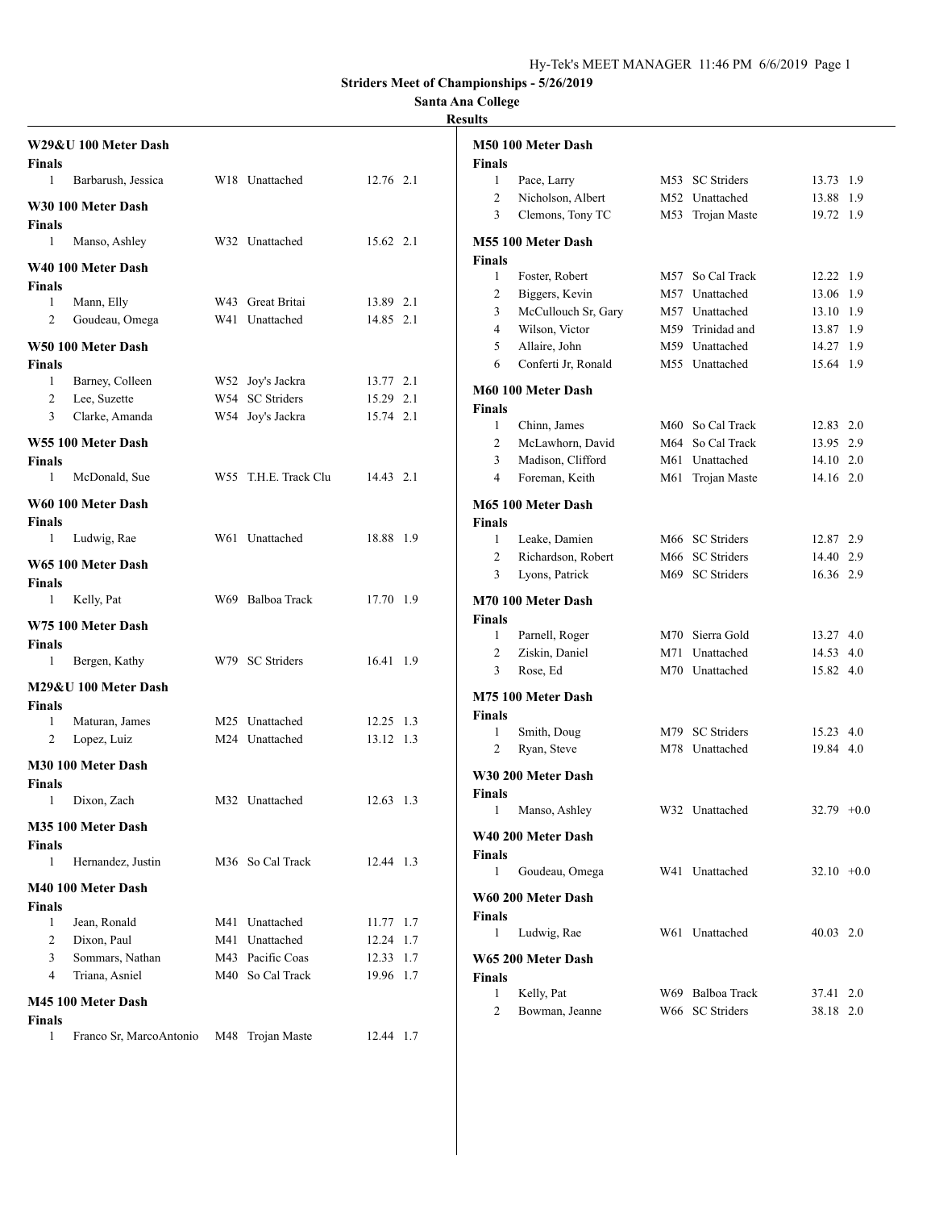# Striders Meet of Championships - 5/26/2019

## Santa Ana College

### Results

#### W29&U 100 Meter Dash

**Finals**

| Place | Name | Age | Team | Time | Wind |
|---|---|---|---|---|---|
| 1 | Barbarush, Jessica | W18 | Unattached | 12.76 | 2.1 |

#### W30 100 Meter Dash

**Finals**

| Place | Name | Age | Team | Time | Wind |
|---|---|---|---|---|---|
| 1 | Manso, Ashley | W32 | Unattached | 15.62 | 2.1 |

#### W40 100 Meter Dash

**Finals**

| Place | Name | Age | Team | Time | Wind |
|---|---|---|---|---|---|
| 1 | Mann, Elly | W43 | Great Britai | 13.89 | 2.1 |
| 2 | Goudeau, Omega | W41 | Unattached | 14.85 | 2.1 |

#### W50 100 Meter Dash

**Finals**

| Place | Name | Age | Team | Time | Wind |
|---|---|---|---|---|---|
| 1 | Barney, Colleen | W52 | Joy's Jackra | 13.77 | 2.1 |
| 2 | Lee, Suzette | W54 | SC Striders | 15.29 | 2.1 |
| 3 | Clarke, Amanda | W54 | Joy's Jackra | 15.74 | 2.1 |

#### W55 100 Meter Dash

**Finals**

| Place | Name | Age | Team | Time | Wind |
|---|---|---|---|---|---|
| 1 | McDonald, Sue | W55 | T.H.E. Track Clu | 14.43 | 2.1 |

#### W60 100 Meter Dash

**Finals**

| Place | Name | Age | Team | Time | Wind |
|---|---|---|---|---|---|
| 1 | Ludwig, Rae | W61 | Unattached | 18.88 | 1.9 |

#### W65 100 Meter Dash

**Finals**

| Place | Name | Age | Team | Time | Wind |
|---|---|---|---|---|---|
| 1 | Kelly, Pat | W69 | Balboa Track | 17.70 | 1.9 |

#### W75 100 Meter Dash

**Finals**

| Place | Name | Age | Team | Time | Wind |
|---|---|---|---|---|---|
| 1 | Bergen, Kathy | W79 | SC Striders | 16.41 | 1.9 |

#### M29&U 100 Meter Dash

**Finals**

| Place | Name | Age | Team | Time | Wind |
|---|---|---|---|---|---|
| 1 | Maturan, James | M25 | Unattached | 12.25 | 1.3 |
| 2 | Lopez, Luiz | M24 | Unattached | 13.12 | 1.3 |

#### M30 100 Meter Dash

**Finals**

| Place | Name | Age | Team | Time | Wind |
|---|---|---|---|---|---|
| 1 | Dixon, Zach | M32 | Unattached | 12.63 | 1.3 |

#### M35 100 Meter Dash

**Finals**

| Place | Name | Age | Team | Time | Wind |
|---|---|---|---|---|---|
| 1 | Hernandez, Justin | M36 | So Cal Track | 12.44 | 1.3 |

#### M40 100 Meter Dash

**Finals**

| Place | Name | Age | Team | Time | Wind |
|---|---|---|---|---|---|
| 1 | Jean, Ronald | M41 | Unattached | 11.77 | 1.7 |
| 2 | Dixon, Paul | M41 | Unattached | 12.24 | 1.7 |
| 3 | Sommars, Nathan | M43 | Pacific Coas | 12.33 | 1.7 |
| 4 | Triana, Asniel | M40 | So Cal Track | 19.96 | 1.7 |

#### M45 100 Meter Dash

**Finals**

| Place | Name | Age | Team | Time | Wind |
|---|---|---|---|---|---|
| 1 | Franco Sr, MarcoAntonio | M48 | Trojan Maste | 12.44 | 1.7 |

#### M50 100 Meter Dash

**Finals**

| Place | Name | Age | Team | Time | Wind |
|---|---|---|---|---|---|
| 1 | Pace, Larry | M53 | SC Striders | 13.73 | 1.9 |
| 2 | Nicholson, Albert | M52 | Unattached | 13.88 | 1.9 |
| 3 | Clemons, Tony TC | M53 | Trojan Maste | 19.72 | 1.9 |

#### M55 100 Meter Dash

**Finals**

| Place | Name | Age | Team | Time | Wind |
|---|---|---|---|---|---|
| 1 | Foster, Robert | M57 | So Cal Track | 12.22 | 1.9 |
| 2 | Biggers, Kevin | M57 | Unattached | 13.06 | 1.9 |
| 3 | McCullouch Sr, Gary | M57 | Unattached | 13.10 | 1.9 |
| 4 | Wilson, Victor | M59 | Trinidad and | 13.87 | 1.9 |
| 5 | Allaire, John | M59 | Unattached | 14.27 | 1.9 |
| 6 | Conferti Jr, Ronald | M55 | Unattached | 15.64 | 1.9 |

#### M60 100 Meter Dash

**Finals**

| Place | Name | Age | Team | Time | Wind |
|---|---|---|---|---|---|
| 1 | Chinn, James | M60 | So Cal Track | 12.83 | 2.0 |
| 2 | McLawhorn, David | M64 | So Cal Track | 13.95 | 2.9 |
| 3 | Madison, Clifford | M61 | Unattached | 14.10 | 2.0 |
| 4 | Foreman, Keith | M61 | Trojan Maste | 14.16 | 2.0 |

#### M65 100 Meter Dash

**Finals**

| Place | Name | Age | Team | Time | Wind |
|---|---|---|---|---|---|
| 1 | Leake, Damien | M66 | SC Striders | 12.87 | 2.9 |
| 2 | Richardson, Robert | M66 | SC Striders | 14.40 | 2.9 |
| 3 | Lyons, Patrick | M69 | SC Striders | 16.36 | 2.9 |

#### M70 100 Meter Dash

**Finals**

| Place | Name | Age | Team | Time | Wind |
|---|---|---|---|---|---|
| 1 | Parnell, Roger | M70 | Sierra Gold | 13.27 | 4.0 |
| 2 | Ziskin, Daniel | M71 | Unattached | 14.53 | 4.0 |
| 3 | Rose, Ed | M70 | Unattached | 15.82 | 4.0 |

#### M75 100 Meter Dash

**Finals**

| Place | Name | Age | Team | Time | Wind |
|---|---|---|---|---|---|
| 1 | Smith, Doug | M79 | SC Striders | 15.23 | 4.0 |
| 2 | Ryan, Steve | M78 | Unattached | 19.84 | 4.0 |

#### W30 200 Meter Dash

**Finals**

| Place | Name | Age | Team | Time | Wind |
|---|---|---|---|---|---|
| 1 | Manso, Ashley | W32 | Unattached | 32.79 | +0.0 |

#### W40 200 Meter Dash

**Finals**

| Place | Name | Age | Team | Time | Wind |
|---|---|---|---|---|---|
| 1 | Goudeau, Omega | W41 | Unattached | 32.10 | +0.0 |

#### W60 200 Meter Dash

**Finals**

| Place | Name | Age | Team | Time | Wind |
|---|---|---|---|---|---|
| 1 | Ludwig, Rae | W61 | Unattached | 40.03 | 2.0 |

#### W65 200 Meter Dash

**Finals**

| Place | Name | Age | Team | Time | Wind |
|---|---|---|---|---|---|
| 1 | Kelly, Pat | W69 | Balboa Track | 37.41 | 2.0 |
| 2 | Bowman, Jeanne | W66 | SC Striders | 38.18 | 2.0 |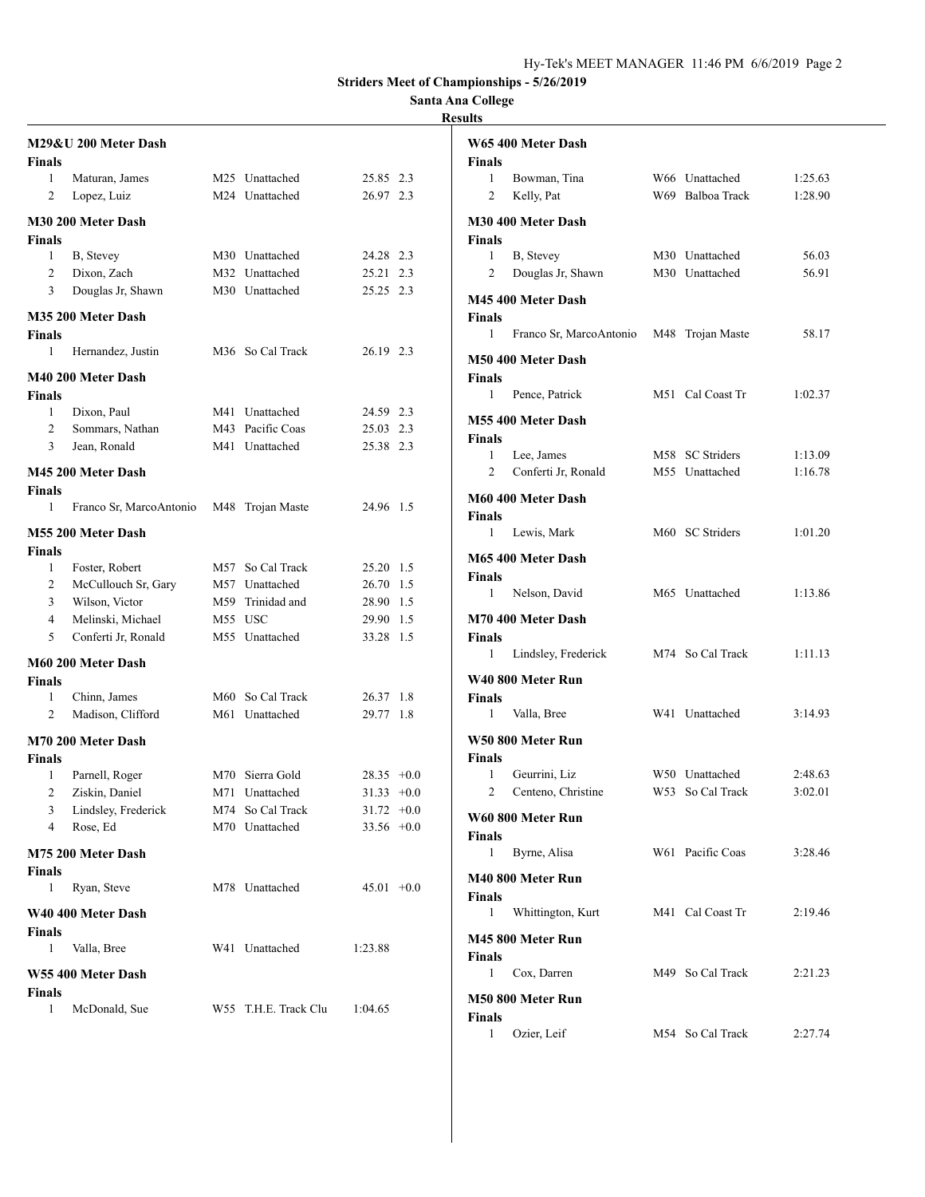## Striders Meet of Championships - 5/26/2019

### Santa Ana College

### Results

#### M29&U 200 Meter Dash

**Finals**

| Place | Name | Age | Team | Time | Wind |
|---|---|---|---|---|---|
| 1 | Maturan, James | M25 | Unattached | 25.85 | 2.3 |
| 2 | Lopez, Luiz | M24 | Unattached | 26.97 | 2.3 |

#### M30 200 Meter Dash

**Finals**

| Place | Name | Age | Team | Time | Wind |
|---|---|---|---|---|---|
| 1 | B, Stevey | M30 | Unattached | 24.28 | 2.3 |
| 2 | Dixon, Zach | M32 | Unattached | 25.21 | 2.3 |
| 3 | Douglas Jr, Shawn | M30 | Unattached | 25.25 | 2.3 |

#### M35 200 Meter Dash

**Finals**

| Place | Name | Age | Team | Time | Wind |
|---|---|---|---|---|---|
| 1 | Hernandez, Justin | M36 | So Cal Track | 26.19 | 2.3 |

#### M40 200 Meter Dash

**Finals**

| Place | Name | Age | Team | Time | Wind |
|---|---|---|---|---|---|
| 1 | Dixon, Paul | M41 | Unattached | 24.59 | 2.3 |
| 2 | Sommars, Nathan | M43 | Pacific Coas | 25.03 | 2.3 |
| 3 | Jean, Ronald | M41 | Unattached | 25.38 | 2.3 |

#### M45 200 Meter Dash

**Finals**

| Place | Name | Age | Team | Time | Wind |
|---|---|---|---|---|---|
| 1 | Franco Sr, MarcoAntonio | M48 | Trojan Maste | 24.96 | 1.5 |

#### M55 200 Meter Dash

**Finals**

| Place | Name | Age | Team | Time | Wind |
|---|---|---|---|---|---|
| 1 | Foster, Robert | M57 | So Cal Track | 25.20 | 1.5 |
| 2 | McCullouch Sr, Gary | M57 | Unattached | 26.70 | 1.5 |
| 3 | Wilson, Victor | M59 | Trinidad and | 28.90 | 1.5 |
| 4 | Melinski, Michael | M55 | USC | 29.90 | 1.5 |
| 5 | Conferti Jr, Ronald | M55 | Unattached | 33.28 | 1.5 |

#### M60 200 Meter Dash

**Finals**

| Place | Name | Age | Team | Time | Wind |
|---|---|---|---|---|---|
| 1 | Chinn, James | M60 | So Cal Track | 26.37 | 1.8 |
| 2 | Madison, Clifford | M61 | Unattached | 29.77 | 1.8 |

#### M70 200 Meter Dash

**Finals**

| Place | Name | Age | Team | Time | Wind |
|---|---|---|---|---|---|
| 1 | Parnell, Roger | M70 | Sierra Gold | 28.35 | +0.0 |
| 2 | Ziskin, Daniel | M71 | Unattached | 31.33 | +0.0 |
| 3 | Lindsley, Frederick | M74 | So Cal Track | 31.72 | +0.0 |
| 4 | Rose, Ed | M70 | Unattached | 33.56 | +0.0 |

#### M75 200 Meter Dash

**Finals**

| Place | Name | Age | Team | Time | Wind |
|---|---|---|---|---|---|
| 1 | Ryan, Steve | M78 | Unattached | 45.01 | +0.0 |

#### W40 400 Meter Dash

**Finals**

| Place | Name | Age | Team | Time |
|---|---|---|---|---|
| 1 | Valla, Bree | W41 | Unattached | 1:23.88 |

#### W55 400 Meter Dash

**Finals**

| Place | Name | Age | Team | Time |
|---|---|---|---|---|
| 1 | McDonald, Sue | W55 | T.H.E. Track Clu | 1:04.65 |

#### W65 400 Meter Dash

**Finals**

| Place | Name | Age | Team | Time |
|---|---|---|---|---|
| 1 | Bowman, Tina | W66 | Unattached | 1:25.63 |
| 2 | Kelly, Pat | W69 | Balboa Track | 1:28.90 |

#### M30 400 Meter Dash

**Finals**

| Place | Name | Age | Team | Time |
|---|---|---|---|---|
| 1 | B, Stevey | M30 | Unattached | 56.03 |
| 2 | Douglas Jr, Shawn | M30 | Unattached | 56.91 |

#### M45 400 Meter Dash

**Finals**

| Place | Name | Age | Team | Time |
|---|---|---|---|---|
| 1 | Franco Sr, MarcoAntonio | M48 | Trojan Maste | 58.17 |

#### M50 400 Meter Dash

**Finals**

| Place | Name | Age | Team | Time |
|---|---|---|---|---|
| 1 | Pence, Patrick | M51 | Cal Coast Tr | 1:02.37 |

#### M55 400 Meter Dash

**Finals**

| Place | Name | Age | Team | Time |
|---|---|---|---|---|
| 1 | Lee, James | M58 | SC Striders | 1:13.09 |
| 2 | Conferti Jr, Ronald | M55 | Unattached | 1:16.78 |

#### M60 400 Meter Dash

**Finals**

| Place | Name | Age | Team | Time |
|---|---|---|---|---|
| 1 | Lewis, Mark | M60 | SC Striders | 1:01.20 |

#### M65 400 Meter Dash

**Finals**

| Place | Name | Age | Team | Time |
|---|---|---|---|---|
| 1 | Nelson, David | M65 | Unattached | 1:13.86 |

#### M70 400 Meter Dash

**Finals**

| Place | Name | Age | Team | Time |
|---|---|---|---|---|
| 1 | Lindsley, Frederick | M74 | So Cal Track | 1:11.13 |

#### W40 800 Meter Run

**Finals**

| Place | Name | Age | Team | Time |
|---|---|---|---|---|
| 1 | Valla, Bree | W41 | Unattached | 3:14.93 |

#### W50 800 Meter Run

**Finals**

| Place | Name | Age | Team | Time |
|---|---|---|---|---|
| 1 | Geurrini, Liz | W50 | Unattached | 2:48.63 |
| 2 | Centeno, Christine | W53 | So Cal Track | 3:02.01 |

#### W60 800 Meter Run

**Finals**

| Place | Name | Age | Team | Time |
|---|---|---|---|---|
| 1 | Byrne, Alisa | W61 | Pacific Coas | 3:28.46 |

#### M40 800 Meter Run

**Finals**

| Place | Name | Age | Team | Time |
|---|---|---|---|---|
| 1 | Whittington, Kurt | M41 | Cal Coast Tr | 2:19.46 |

#### M45 800 Meter Run

**Finals**

| Place | Name | Age | Team | Time |
|---|---|---|---|---|
| 1 | Cox, Darren | M49 | So Cal Track | 2:21.23 |

#### M50 800 Meter Run

**Finals**

| Place | Name | Age | Team | Time |
|---|---|---|---|---|
| 1 | Ozier, Leif | M54 | So Cal Track | 2:27.74 |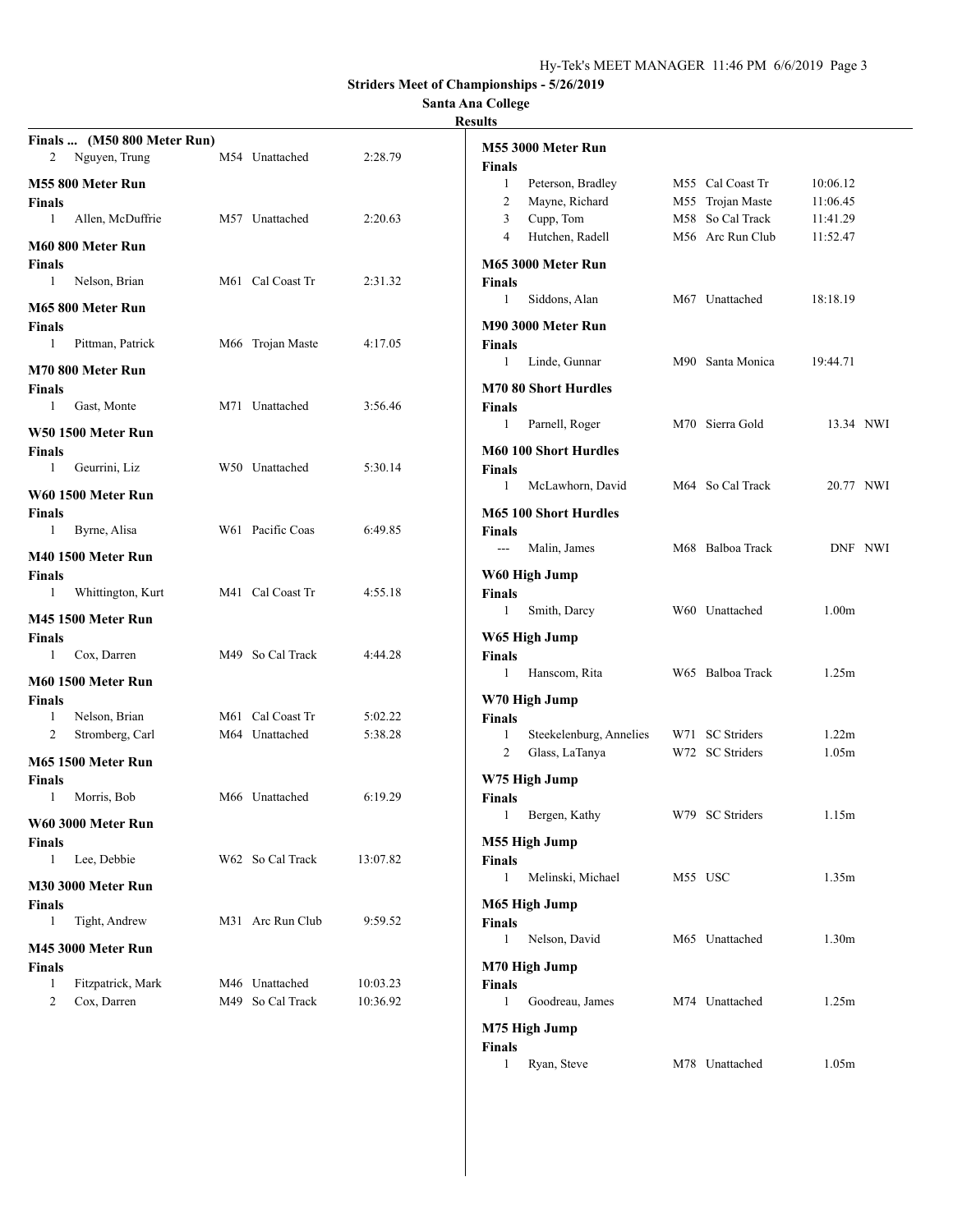**Striders Meet of Championships - 5/26/2019**

**Santa Ana College**

**Results**

**Finals ... (M50 800 Meter Run)**

| | Name | Age | Team | Finals |
|---|---|---|---|---|
| 2 | Nguyen, Trung | M54 | Unattached | 2:28.79 |

**M55 800 Meter Run**

**Finals**

| | Name | Age | Team | Finals |
|---|---|---|---|---|
| 1 | Allen, McDuffrie | M57 | Unattached | 2:20.63 |

**M60 800 Meter Run**

**Finals**

| | Name | Age | Team | Finals |
|---|---|---|---|---|
| 1 | Nelson, Brian | M61 | Cal Coast Tr | 2:31.32 |

**M65 800 Meter Run**

**Finals**

| | Name | Age | Team | Finals |
|---|---|---|---|---|
| 1 | Pittman, Patrick | M66 | Trojan Maste | 4:17.05 |

**M70 800 Meter Run**

**Finals**

| | Name | Age | Team | Finals |
|---|---|---|---|---|
| 1 | Gast, Monte | M71 | Unattached | 3:56.46 |

**W50 1500 Meter Run**

**Finals**

| | Name | Age | Team | Finals |
|---|---|---|---|---|
| 1 | Geurrini, Liz | W50 | Unattached | 5:30.14 |

**W60 1500 Meter Run**

**Finals**

| | Name | Age | Team | Finals |
|---|---|---|---|---|
| 1 | Byrne, Alisa | W61 | Pacific Coas | 6:49.85 |

**M40 1500 Meter Run**

**Finals**

| | Name | Age | Team | Finals |
|---|---|---|---|---|
| 1 | Whittington, Kurt | M41 | Cal Coast Tr | 4:55.18 |

**M45 1500 Meter Run**

**Finals**

| | Name | Age | Team | Finals |
|---|---|---|---|---|
| 1 | Cox, Darren | M49 | So Cal Track | 4:44.28 |

**M60 1500 Meter Run**

**Finals**

| | Name | Age | Team | Finals |
|---|---|---|---|---|
| 1 | Nelson, Brian | M61 | Cal Coast Tr | 5:02.22 |
| 2 | Stromberg, Carl | M64 | Unattached | 5:38.28 |

**M65 1500 Meter Run**

**Finals**

| | Name | Age | Team | Finals |
|---|---|---|---|---|
| 1 | Morris, Bob | M66 | Unattached | 6:19.29 |

**W60 3000 Meter Run**

**Finals**

| | Name | Age | Team | Finals |
|---|---|---|---|---|
| 1 | Lee, Debbie | W62 | So Cal Track | 13:07.82 |

**M30 3000 Meter Run**

**Finals**

| | Name | Age | Team | Finals |
|---|---|---|---|---|
| 1 | Tight, Andrew | M31 | Arc Run Club | 9:59.52 |

**M45 3000 Meter Run**

**Finals**

| | Name | Age | Team | Finals |
|---|---|---|---|---|
| 1 | Fitzpatrick, Mark | M46 | Unattached | 10:03.23 |
| 2 | Cox, Darren | M49 | So Cal Track | 10:36.92 |

**M55 3000 Meter Run**

**Finals**

| | Name | Age | Team | Finals |
|---|---|---|---|---|
| 1 | Peterson, Bradley | M55 | Cal Coast Tr | 10:06.12 |
| 2 | Mayne, Richard | M55 | Trojan Maste | 11:06.45 |
| 3 | Cupp, Tom | M58 | So Cal Track | 11:41.29 |
| 4 | Hutchen, Radell | M56 | Arc Run Club | 11:52.47 |

**M65 3000 Meter Run**

**Finals**

| | Name | Age | Team | Finals |
|---|---|---|---|---|
| 1 | Siddons, Alan | M67 | Unattached | 18:18.19 |

**M90 3000 Meter Run**

**Finals**

| | Name | Age | Team | Finals |
|---|---|---|---|---|
| 1 | Linde, Gunnar | M90 | Santa Monica | 19:44.71 |

**M70 80 Short Hurdles**

**Finals**

| | Name | Age | Team | Finals | Wind |
|---|---|---|---|---|---|
| 1 | Parnell, Roger | M70 | Sierra Gold | 13.34 | NWI |

**M60 100 Short Hurdles**

**Finals**

| | Name | Age | Team | Finals | Wind |
|---|---|---|---|---|---|
| 1 | McLawhorn, David | M64 | So Cal Track | 20.77 | NWI |

**M65 100 Short Hurdles**

**Finals**

| | Name | Age | Team | Finals | Wind |
|---|---|---|---|---|---|
| --- | Malin, James | M68 | Balboa Track | DNF | NWI |

**W60 High Jump**

**Finals**

| | Name | Age | Team | Finals |
|---|---|---|---|---|
| 1 | Smith, Darcy | W60 | Unattached | 1.00m |

**W65 High Jump**

**Finals**

| | Name | Age | Team | Finals |
|---|---|---|---|---|
| 1 | Hanscom, Rita | W65 | Balboa Track | 1.25m |

**W70 High Jump**

**Finals**

| | Name | Age | Team | Finals |
|---|---|---|---|---|
| 1 | Steekelenburg, Annelies | W71 | SC Striders | 1.22m |
| 2 | Glass, LaTanya | W72 | SC Striders | 1.05m |

**W75 High Jump**

**Finals**

| | Name | Age | Team | Finals |
|---|---|---|---|---|
| 1 | Bergen, Kathy | W79 | SC Striders | 1.15m |

**M55 High Jump**

**Finals**

| | Name | Age | Team | Finals |
|---|---|---|---|---|
| 1 | Melinski, Michael | M55 | USC | 1.35m |

**M65 High Jump**

**Finals**

| | Name | Age | Team | Finals |
|---|---|---|---|---|
| 1 | Nelson, David | M65 | Unattached | 1.30m |

**M70 High Jump**

**Finals**

| | Name | Age | Team | Finals |
|---|---|---|---|---|
| 1 | Goodreau, James | M74 | Unattached | 1.25m |

**M75 High Jump**

**Finals**

| | Name | Age | Team | Finals |
|---|---|---|---|---|
| 1 | Ryan, Steve | M78 | Unattached | 1.05m |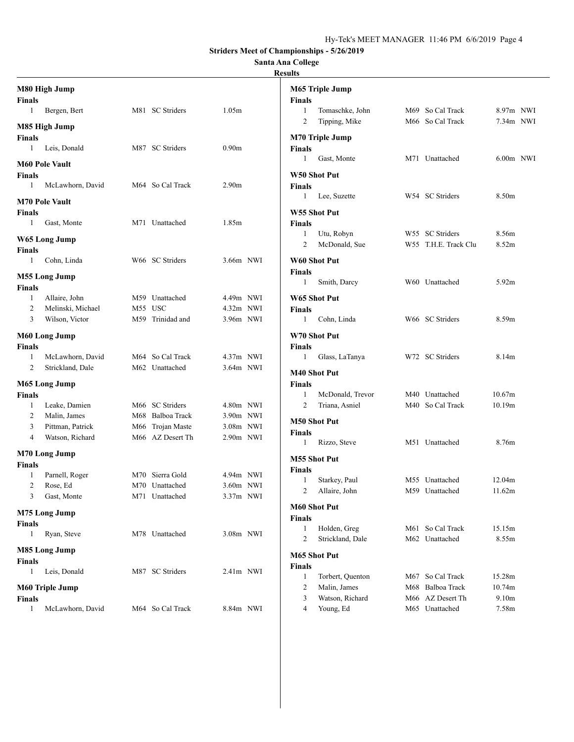Striders Meet of Championships - 5/26/2019

Santa Ana College

Results

### M80 High Jump

**Finals**

| Place | Name | Age | Team | Mark |
|---|---|---|---|---|
| 1 | Bergen, Bert | M81 | SC Striders | 1.05m |

### M85 High Jump

**Finals**

| Place | Name | Age | Team | Mark |
|---|---|---|---|---|
| 1 | Leis, Donald | M87 | SC Striders | 0.90m |

### M60 Pole Vault

**Finals**

| Place | Name | Age | Team | Mark |
|---|---|---|---|---|
| 1 | McLawhorn, David | M64 | So Cal Track | 2.90m |

### M70 Pole Vault

**Finals**

| Place | Name | Age | Team | Mark |
|---|---|---|---|---|
| 1 | Gast, Monte | M71 | Unattached | 1.85m |

### W65 Long Jump

**Finals**

| Place | Name | Age | Team | Mark | |
|---|---|---|---|---|---|
| 1 | Cohn, Linda | W66 | SC Striders | 3.66m | NWI |

### M55 Long Jump

**Finals**

| Place | Name | Age | Team | Mark | |
|---|---|---|---|---|---|
| 1 | Allaire, John | M59 | Unattached | 4.49m | NWI |
| 2 | Melinski, Michael | M55 | USC | 4.32m | NWI |
| 3 | Wilson, Victor | M59 | Trinidad and | 3.96m | NWI |

### M60 Long Jump

**Finals**

| Place | Name | Age | Team | Mark | |
|---|---|---|---|---|---|
| 1 | McLawhorn, David | M64 | So Cal Track | 4.37m | NWI |
| 2 | Strickland, Dale | M62 | Unattached | 3.64m | NWI |

### M65 Long Jump

**Finals**

| Place | Name | Age | Team | Mark | |
|---|---|---|---|---|---|
| 1 | Leake, Damien | M66 | SC Striders | 4.80m | NWI |
| 2 | Malin, James | M68 | Balboa Track | 3.90m | NWI |
| 3 | Pittman, Patrick | M66 | Trojan Maste | 3.08m | NWI |
| 4 | Watson, Richard | M66 | AZ Desert Th | 2.90m | NWI |

### M70 Long Jump

**Finals**

| Place | Name | Age | Team | Mark | |
|---|---|---|---|---|---|
| 1 | Parnell, Roger | M70 | Sierra Gold | 4.94m | NWI |
| 2 | Rose, Ed | M70 | Unattached | 3.60m | NWI |
| 3 | Gast, Monte | M71 | Unattached | 3.37m | NWI |

### M75 Long Jump

**Finals**

| Place | Name | Age | Team | Mark | |
|---|---|---|---|---|---|
| 1 | Ryan, Steve | M78 | Unattached | 3.08m | NWI |

### M85 Long Jump

**Finals**

| Place | Name | Age | Team | Mark | |
|---|---|---|---|---|---|
| 1 | Leis, Donald | M87 | SC Striders | 2.41m | NWI |

### M60 Triple Jump

**Finals**

| Place | Name | Age | Team | Mark | |
|---|---|---|---|---|---|
| 1 | McLawhorn, David | M64 | So Cal Track | 8.84m | NWI |

### M65 Triple Jump

**Finals**

| Place | Name | Age | Team | Mark | |
|---|---|---|---|---|---|
| 1 | Tomaschke, John | M69 | So Cal Track | 8.97m | NWI |
| 2 | Tipping, Mike | M66 | So Cal Track | 7.34m | NWI |

### M70 Triple Jump

**Finals**

| Place | Name | Age | Team | Mark | |
|---|---|---|---|---|---|
| 1 | Gast, Monte | M71 | Unattached | 6.00m | NWI |

### W50 Shot Put

**Finals**

| Place | Name | Age | Team | Mark |
|---|---|---|---|---|
| 1 | Lee, Suzette | W54 | SC Striders | 8.50m |

### W55 Shot Put

**Finals**

| Place | Name | Age | Team | Mark |
|---|---|---|---|---|
| 1 | Utu, Robyn | W55 | SC Striders | 8.56m |
| 2 | McDonald, Sue | W55 | T.H.E. Track Clu | 8.52m |

### W60 Shot Put

**Finals**

| Place | Name | Age | Team | Mark |
|---|---|---|---|---|
| 1 | Smith, Darcy | W60 | Unattached | 5.92m |

### W65 Shot Put

**Finals**

| Place | Name | Age | Team | Mark |
|---|---|---|---|---|
| 1 | Cohn, Linda | W66 | SC Striders | 8.59m |

### W70 Shot Put

**Finals**

| Place | Name | Age | Team | Mark |
|---|---|---|---|---|
| 1 | Glass, LaTanya | W72 | SC Striders | 8.14m |

### M40 Shot Put

**Finals**

| Place | Name | Age | Team | Mark |
|---|---|---|---|---|
| 1 | McDonald, Trevor | M40 | Unattached | 10.67m |
| 2 | Triana, Asniel | M40 | So Cal Track | 10.19m |

### M50 Shot Put

**Finals**

| Place | Name | Age | Team | Mark |
|---|---|---|---|---|
| 1 | Rizzo, Steve | M51 | Unattached | 8.76m |

### M55 Shot Put

**Finals**

| Place | Name | Age | Team | Mark |
|---|---|---|---|---|
| 1 | Starkey, Paul | M55 | Unattached | 12.04m |
| 2 | Allaire, John | M59 | Unattached | 11.62m |

### M60 Shot Put

**Finals**

| Place | Name | Age | Team | Mark |
|---|---|---|---|---|
| 1 | Holden, Greg | M61 | So Cal Track | 15.15m |
| 2 | Strickland, Dale | M62 | Unattached | 8.55m |

### M65 Shot Put

**Finals**

| Place | Name | Age | Team | Mark |
|---|---|---|---|---|
| 1 | Torbert, Quenton | M67 | So Cal Track | 15.28m |
| 2 | Malin, James | M68 | Balboa Track | 10.74m |
| 3 | Watson, Richard | M66 | AZ Desert Th | 9.10m |
| 4 | Young, Ed | M65 | Unattached | 7.58m |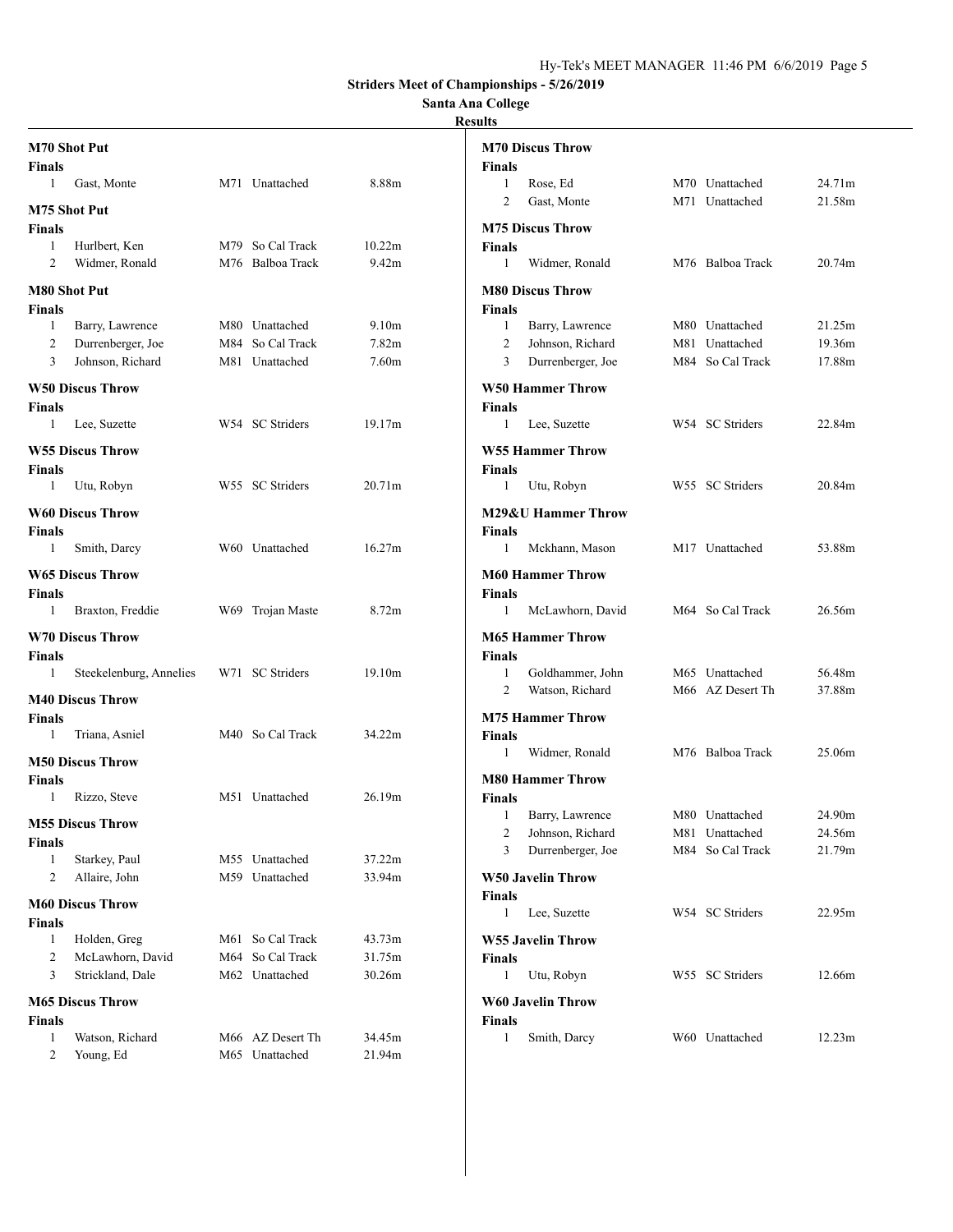**Striders Meet of Championships - 5/26/2019**

**Santa Ana College**

**Results**

### M70 Shot Put

**Finals**

| Place | Name | Age | Team | Mark |
|---|---|---|---|---|
| 1 | Gast, Monte | M71 | Unattached | 8.88m |

### M75 Shot Put

**Finals**

| Place | Name | Age | Team | Mark |
|---|---|---|---|---|
| 1 | Hurlbert, Ken | M79 | So Cal Track | 10.22m |
| 2 | Widmer, Ronald | M76 | Balboa Track | 9.42m |

### M80 Shot Put

**Finals**

| Place | Name | Age | Team | Mark |
|---|---|---|---|---|
| 1 | Barry, Lawrence | M80 | Unattached | 9.10m |
| 2 | Durrenberger, Joe | M84 | So Cal Track | 7.82m |
| 3 | Johnson, Richard | M81 | Unattached | 7.60m |

### W50 Discus Throw

**Finals**

| Place | Name | Age | Team | Mark |
|---|---|---|---|---|
| 1 | Lee, Suzette | W54 | SC Striders | 19.17m |

### W55 Discus Throw

**Finals**

| Place | Name | Age | Team | Mark |
|---|---|---|---|---|
| 1 | Utu, Robyn | W55 | SC Striders | 20.71m |

### W60 Discus Throw

**Finals**

| Place | Name | Age | Team | Mark |
|---|---|---|---|---|
| 1 | Smith, Darcy | W60 | Unattached | 16.27m |

### W65 Discus Throw

**Finals**

| Place | Name | Age | Team | Mark |
|---|---|---|---|---|
| 1 | Braxton, Freddie | W69 | Trojan Maste | 8.72m |

### W70 Discus Throw

**Finals**

| Place | Name | Age | Team | Mark |
|---|---|---|---|---|
| 1 | Steekelenburg, Annelies | W71 | SC Striders | 19.10m |

### M40 Discus Throw

**Finals**

| Place | Name | Age | Team | Mark |
|---|---|---|---|---|
| 1 | Triana, Asniel | M40 | So Cal Track | 34.22m |

### M50 Discus Throw

**Finals**

| Place | Name | Age | Team | Mark |
|---|---|---|---|---|
| 1 | Rizzo, Steve | M51 | Unattached | 26.19m |

### M55 Discus Throw

**Finals**

| Place | Name | Age | Team | Mark |
|---|---|---|---|---|
| 1 | Starkey, Paul | M55 | Unattached | 37.22m |
| 2 | Allaire, John | M59 | Unattached | 33.94m |

### M60 Discus Throw

**Finals**

| Place | Name | Age | Team | Mark |
|---|---|---|---|---|
| 1 | Holden, Greg | M61 | So Cal Track | 43.73m |
| 2 | McLawhorn, David | M64 | So Cal Track | 31.75m |
| 3 | Strickland, Dale | M62 | Unattached | 30.26m |

### M65 Discus Throw

**Finals**

| Place | Name | Age | Team | Mark |
|---|---|---|---|---|
| 1 | Watson, Richard | M66 | AZ Desert Th | 34.45m |
| 2 | Young, Ed | M65 | Unattached | 21.94m |

### M70 Discus Throw

**Finals**

| Place | Name | Age | Team | Mark |
|---|---|---|---|---|
| 1 | Rose, Ed | M70 | Unattached | 24.71m |
| 2 | Gast, Monte | M71 | Unattached | 21.58m |

### M75 Discus Throw

**Finals**

| Place | Name | Age | Team | Mark |
|---|---|---|---|---|
| 1 | Widmer, Ronald | M76 | Balboa Track | 20.74m |

### M80 Discus Throw

**Finals**

| Place | Name | Age | Team | Mark |
|---|---|---|---|---|
| 1 | Barry, Lawrence | M80 | Unattached | 21.25m |
| 2 | Johnson, Richard | M81 | Unattached | 19.36m |
| 3 | Durrenberger, Joe | M84 | So Cal Track | 17.88m |

### W50 Hammer Throw

**Finals**

| Place | Name | Age | Team | Mark |
|---|---|---|---|---|
| 1 | Lee, Suzette | W54 | SC Striders | 22.84m |

### W55 Hammer Throw

**Finals**

| Place | Name | Age | Team | Mark |
|---|---|---|---|---|
| 1 | Utu, Robyn | W55 | SC Striders | 20.84m |

### M29&U Hammer Throw

**Finals**

| Place | Name | Age | Team | Mark |
|---|---|---|---|---|
| 1 | Mckhann, Mason | M17 | Unattached | 53.88m |

### M60 Hammer Throw

**Finals**

| Place | Name | Age | Team | Mark |
|---|---|---|---|---|
| 1 | McLawhorn, David | M64 | So Cal Track | 26.56m |

### M65 Hammer Throw

**Finals**

| Place | Name | Age | Team | Mark |
|---|---|---|---|---|
| 1 | Goldhammer, John | M65 | Unattached | 56.48m |
| 2 | Watson, Richard | M66 | AZ Desert Th | 37.88m |

### M75 Hammer Throw

**Finals**

| Place | Name | Age | Team | Mark |
|---|---|---|---|---|
| 1 | Widmer, Ronald | M76 | Balboa Track | 25.06m |

### M80 Hammer Throw

**Finals**

| Place | Name | Age | Team | Mark |
|---|---|---|---|---|
| 1 | Barry, Lawrence | M80 | Unattached | 24.90m |
| 2 | Johnson, Richard | M81 | Unattached | 24.56m |
| 3 | Durrenberger, Joe | M84 | So Cal Track | 21.79m |

### W50 Javelin Throw

**Finals**

| Place | Name | Age | Team | Mark |
|---|---|---|---|---|
| 1 | Lee, Suzette | W54 | SC Striders | 22.95m |

### W55 Javelin Throw

**Finals**

| Place | Name | Age | Team | Mark |
|---|---|---|---|---|
| 1 | Utu, Robyn | W55 | SC Striders | 12.66m |

### W60 Javelin Throw

**Finals**

| Place | Name | Age | Team | Mark |
|---|---|---|---|---|
| 1 | Smith, Darcy | W60 | Unattached | 12.23m |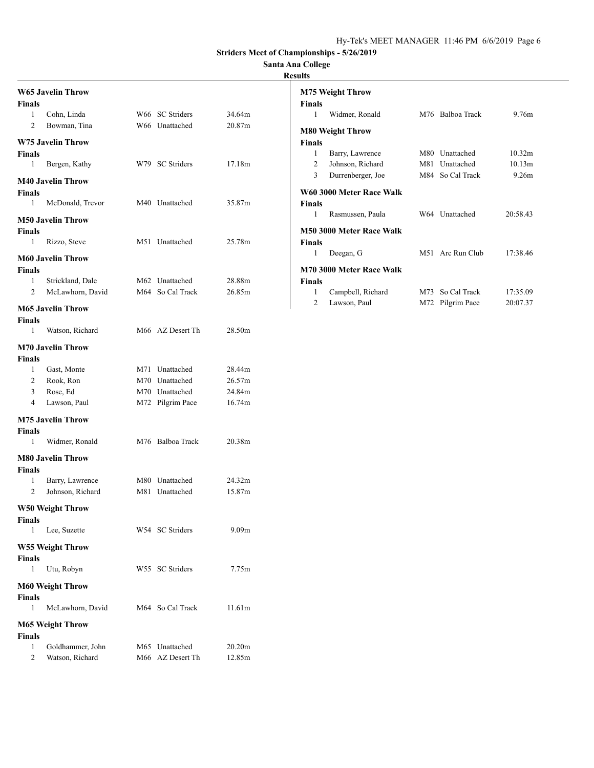## W65 Javelin Throw

**Finals**

| | | | | |
|---|---|---|---|---|
| 1 | Cohn, Linda | W66 | SC Striders | 34.64m |
| 2 | Bowman, Tina | W66 | Unattached | 20.87m |

## W75 Javelin Throw

**Finals**

| | | | | |
|---|---|---|---|---|
| 1 | Bergen, Kathy | W79 | SC Striders | 17.18m |

## M40 Javelin Throw

**Finals**

| | | | | |
|---|---|---|---|---|
| 1 | McDonald, Trevor | M40 | Unattached | 35.87m |

## M50 Javelin Throw

**Finals**

| | | | | |
|---|---|---|---|---|
| 1 | Rizzo, Steve | M51 | Unattached | 25.78m |

## M60 Javelin Throw

**Finals**

| | | | | |
|---|---|---|---|---|
| 1 | Strickland, Dale | M62 | Unattached | 28.88m |
| 2 | McLawhorn, David | M64 | So Cal Track | 26.85m |

## M65 Javelin Throw

**Finals**

| | | | | |
|---|---|---|---|---|
| 1 | Watson, Richard | M66 | AZ Desert Th | 28.50m |

## M70 Javelin Throw

**Finals**

| | | | | |
|---|---|---|---|---|
| 1 | Gast, Monte | M71 | Unattached | 28.44m |
| 2 | Rook, Ron | M70 | Unattached | 26.57m |
| 3 | Rose, Ed | M70 | Unattached | 24.84m |
| 4 | Lawson, Paul | M72 | Pilgrim Pace | 16.74m |

## M75 Javelin Throw

**Finals**

| | | | | |
|---|---|---|---|---|
| 1 | Widmer, Ronald | M76 | Balboa Track | 20.38m |

## M80 Javelin Throw

**Finals**

| | | | | |
|---|---|---|---|---|
| 1 | Barry, Lawrence | M80 | Unattached | 24.32m |
| 2 | Johnson, Richard | M81 | Unattached | 15.87m |

## W50 Weight Throw

**Finals**

| | | | | |
|---|---|---|---|---|
| 1 | Lee, Suzette | W54 | SC Striders | 9.09m |

## W55 Weight Throw

**Finals**

| | | | | |
|---|---|---|---|---|
| 1 | Utu, Robyn | W55 | SC Striders | 7.75m |

## M60 Weight Throw

**Finals**

| | | | | |
|---|---|---|---|---|
| 1 | McLawhorn, David | M64 | So Cal Track | 11.61m |

## M65 Weight Throw

**Finals**

| | | | | |
|---|---|---|---|---|
| 1 | Goldhammer, John | M65 | Unattached | 20.20m |
| 2 | Watson, Richard | M66 | AZ Desert Th | 12.85m |

## M75 Weight Throw

**Finals**

| | | | | |
|---|---|---|---|---|
| 1 | Widmer, Ronald | M76 | Balboa Track | 9.76m |

## M80 Weight Throw

**Finals**

| | | | | |
|---|---|---|---|---|
| 1 | Barry, Lawrence | M80 | Unattached | 10.32m |
| 2 | Johnson, Richard | M81 | Unattached | 10.13m |
| 3 | Durrenberger, Joe | M84 | So Cal Track | 9.26m |

## W60 3000 Meter Race Walk

**Finals**

| | | | | |
|---|---|---|---|---|
| 1 | Rasmussen, Paula | W64 | Unattached | 20:58.43 |

## M50 3000 Meter Race Walk

**Finals**

| | | | | |
|---|---|---|---|---|
| 1 | Deegan, G | M51 | Arc Run Club | 17:38.46 |

## M70 3000 Meter Race Walk

**Finals**

| | | | | |
|---|---|---|---|---|
| 1 | Campbell, Richard | M73 | So Cal Track | 17:35.09 |
| 2 | Lawson, Paul | M72 | Pilgrim Pace | 20:07.37 |